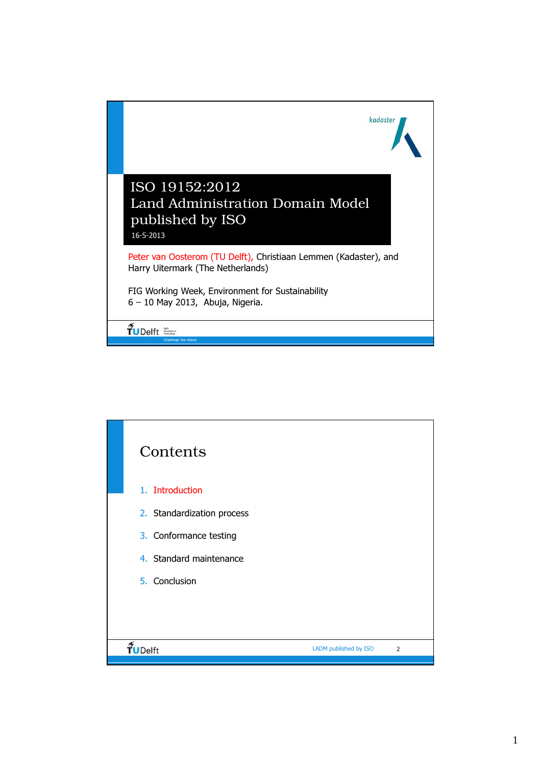# ISO 19152:2012 Land Administration Domain Model published by ISO

16-5-2013

Peter van Oosterom (TU Delft), Christiaan Lemmen (Kadaster), and Harry Uitermark (The Netherlands)

FIG Working Week, Environment for Sustainability
6 – 10 May 2013, Abuja, Nigeria.

## Contents

1. Introduction
2. Standardization process
3. Conformance testing
4. Standard maintenance
5. Conclusion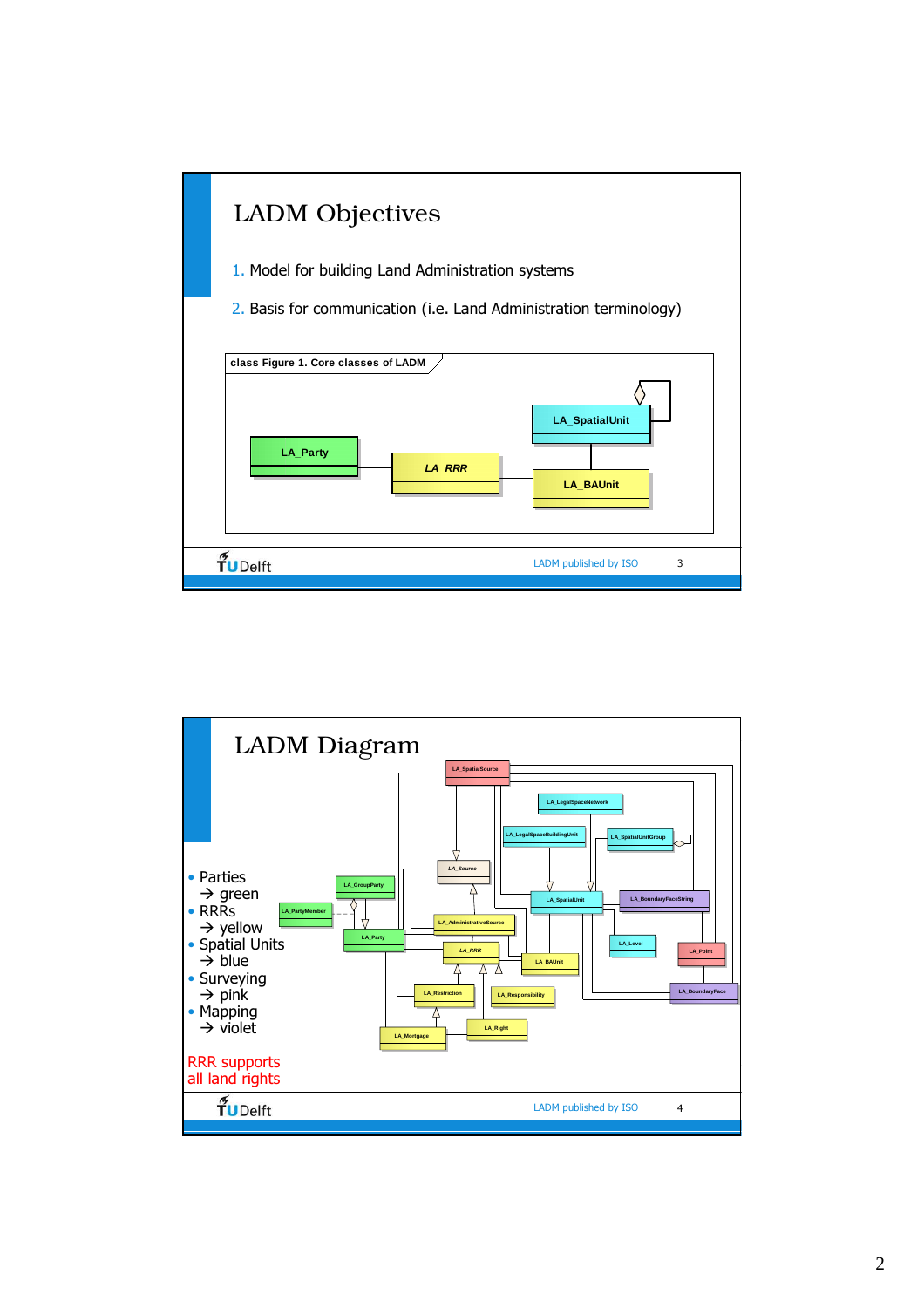# LADM Objectives

1. Model for building Land Administration systems
2. Basis for communication (i.e. Land Administration terminology)

class Figure 1. Core classes of LADM

LA_Party — LA_RRR — LA_BAUnit — LA_SpatialUnit

LADM published by ISO

# LADM Diagram

- Parties → green
- RRRs → yellow
- Spatial Units → blue
- Surveying → pink
- Mapping → violet

RRR supports all land rights

LA_SpatialSource, LA_LegalSpaceNetwork, LA_LegalSpaceBuildingUnit, LA_SpatialUnitGroup, LA_Source, LA_GroupParty, LA_PartyMember, LA_SpatialUnit, LA_BoundaryFaceString, LA_AdministrativeSource, LA_Party, LA_Level, LA_RRR, LA_BAUnit, LA_Point, LA_Restriction, LA_Responsibility, LA_BoundaryFace, LA_Right, LA_Mortgage

LADM published by ISO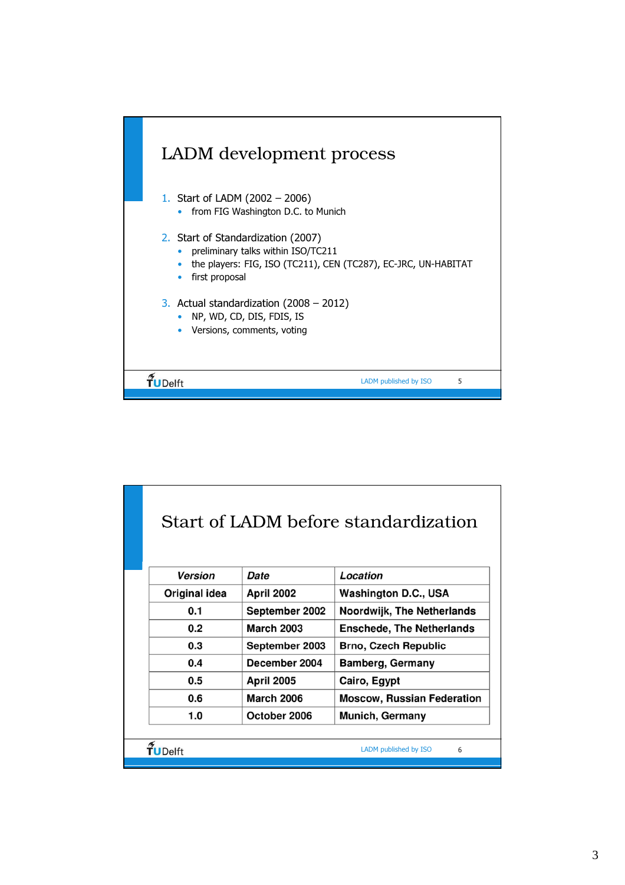## LADM development process

1. Start of LADM (2002 – 2006)
   - from FIG Washington D.C. to Munich

2. Start of Standardization (2007)
   - preliminary talks within ISO/TC211
   - the players: FIG, ISO (TC211), CEN (TC287), EC-JRC, UN-HABITAT
   - first proposal

3. Actual standardization (2008 – 2012)
   - NP, WD, CD, DIS, FDIS, IS
   - Versions, comments, voting

## Start of LADM before standardization

| *Version* | *Date* | *Location* |
|---|---|---|
| **Original idea** | **April 2002** | **Washington D.C., USA** |
| **0.1** | **September 2002** | **Noordwijk, The Netherlands** |
| **0.2** | **March 2003** | **Enschede, The Netherlands** |
| **0.3** | **September 2003** | **Brno, Czech Republic** |
| **0.4** | **December 2004** | **Bamberg, Germany** |
| **0.5** | **April 2005** | **Cairo, Egypt** |
| **0.6** | **March 2006** | **Moscow, Russian Federation** |
| **1.0** | **October 2006** | **Munich, Germany** |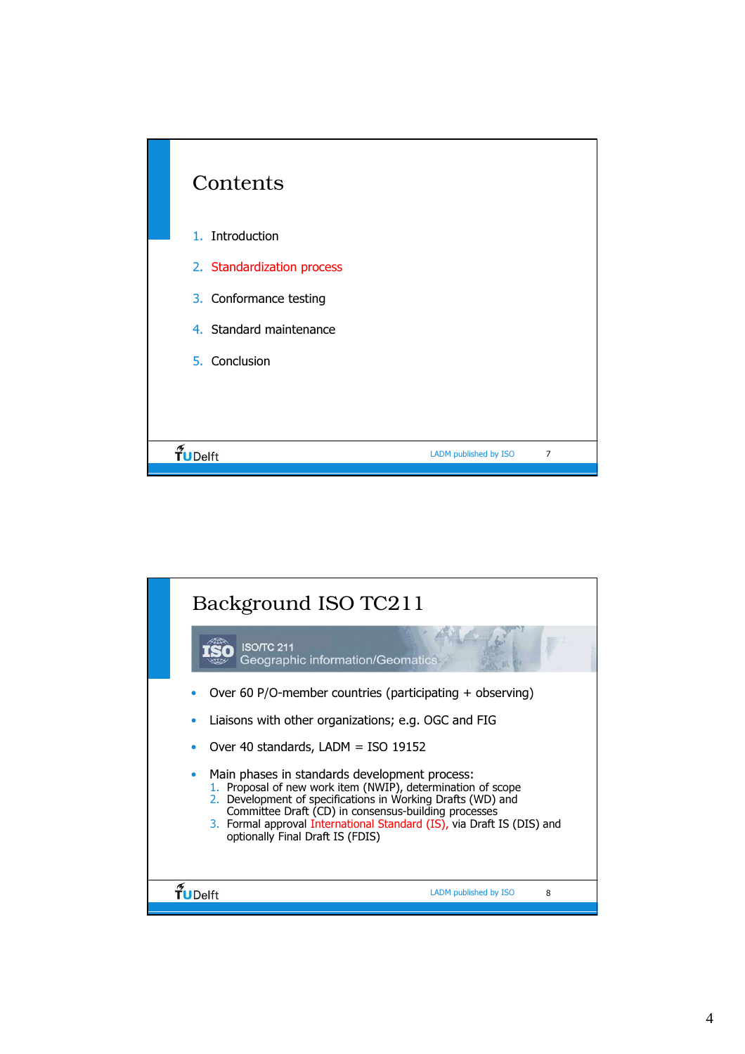## Contents

1. Introduction
2. Standardization process
3. Conformance testing
4. Standard maintenance
5. Conclusion

## Background ISO TC211

ISO/TC 211
Geographic information/Geomatics

- Over 60 P/O-member countries (participating + observing)
- Liaisons with other organizations; e.g. OGC and FIG
- Over 40 standards, LADM = ISO 19152
- Main phases in standards development process:
  1. Proposal of new work item (NWIP), determination of scope
  2. Development of specifications in Working Drafts (WD) and Committee Draft (CD) in consensus-building processes
  3. Formal approval International Standard (IS), via Draft IS (DIS) and optionally Final Draft IS (FDIS)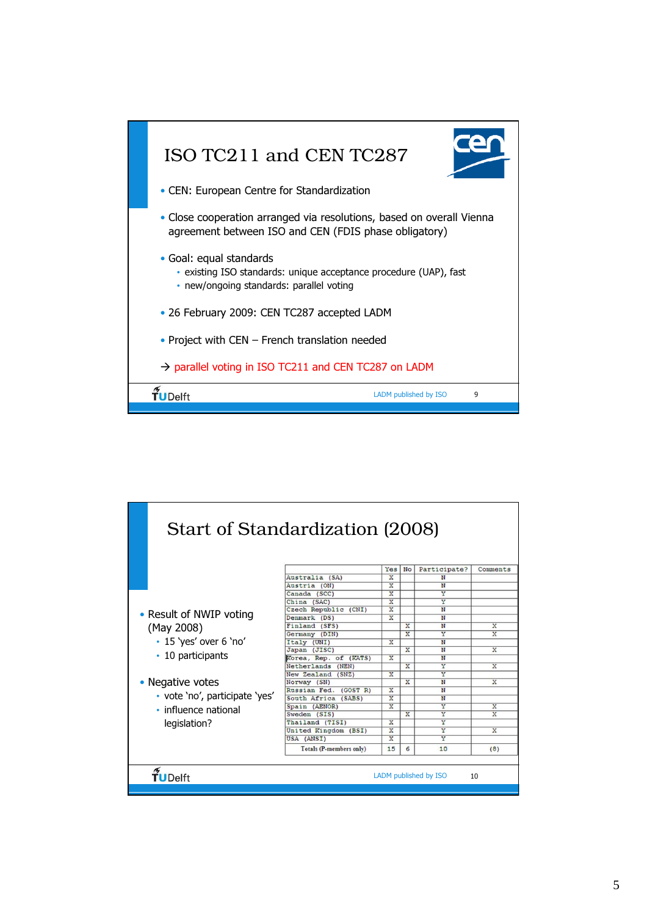## ISO TC211 and CEN TC287

- CEN: European Centre for Standardization
- Close cooperation arranged via resolutions, based on overall Vienna agreement between ISO and CEN (FDIS phase obligatory)
- Goal: equal standards
  - existing ISO standards: unique acceptance procedure (UAP), fast
  - new/ongoing standards: parallel voting
- 26 February 2009: CEN TC287 accepted LADM
- Project with CEN – French translation needed

→ parallel voting in ISO TC211 and CEN TC287 on LADM

## Start of Standardization (2008)

- Result of NWIP voting (May 2008)
  - 15 'yes' over 6 'no'
  - 10 participants
- Negative votes
  - vote 'no', participate 'yes'
  - influence national legislation?

| | Yes | No | Participate? | Comments |
|---|---|---|---|---|
| Australia (SA) | X | | N | |
| Austria (ON) | X | | N | |
| Canada (SCC) | X | | Y | |
| China (SAC) | X | | Y | |
| Czech Republic (CNI) | X | | N | |
| Denmark (DS) | X | | N | |
| Finland (SFS) | | X | N | X |
| Germany (DIN) | | X | Y | X |
| Italy (UNI) | X | | N | |
| Japan (JISC) | | X | N | X |
| Korea, Rep. of (KATS) | X | | N | |
| Netherlands (NEN) | | X | Y | X |
| New Zealand (SNZ) | X | | Y | |
| Norway (SN) | | X | N | X |
| Russian Fed. (GOST R) | X | | N | |
| South Africa (SABS) | X | | N | |
| Spain (AENOR) | X | | Y | X |
| Sweden (SIS) | | X | Y | X |
| Thailand (TISI) | X | | Y | |
| United Kingdom (BSI) | X | | Y | X |
| USA (ANSI) | X | | Y | |
| Totals (P-members only) | 15 | 6 | 10 | (8) |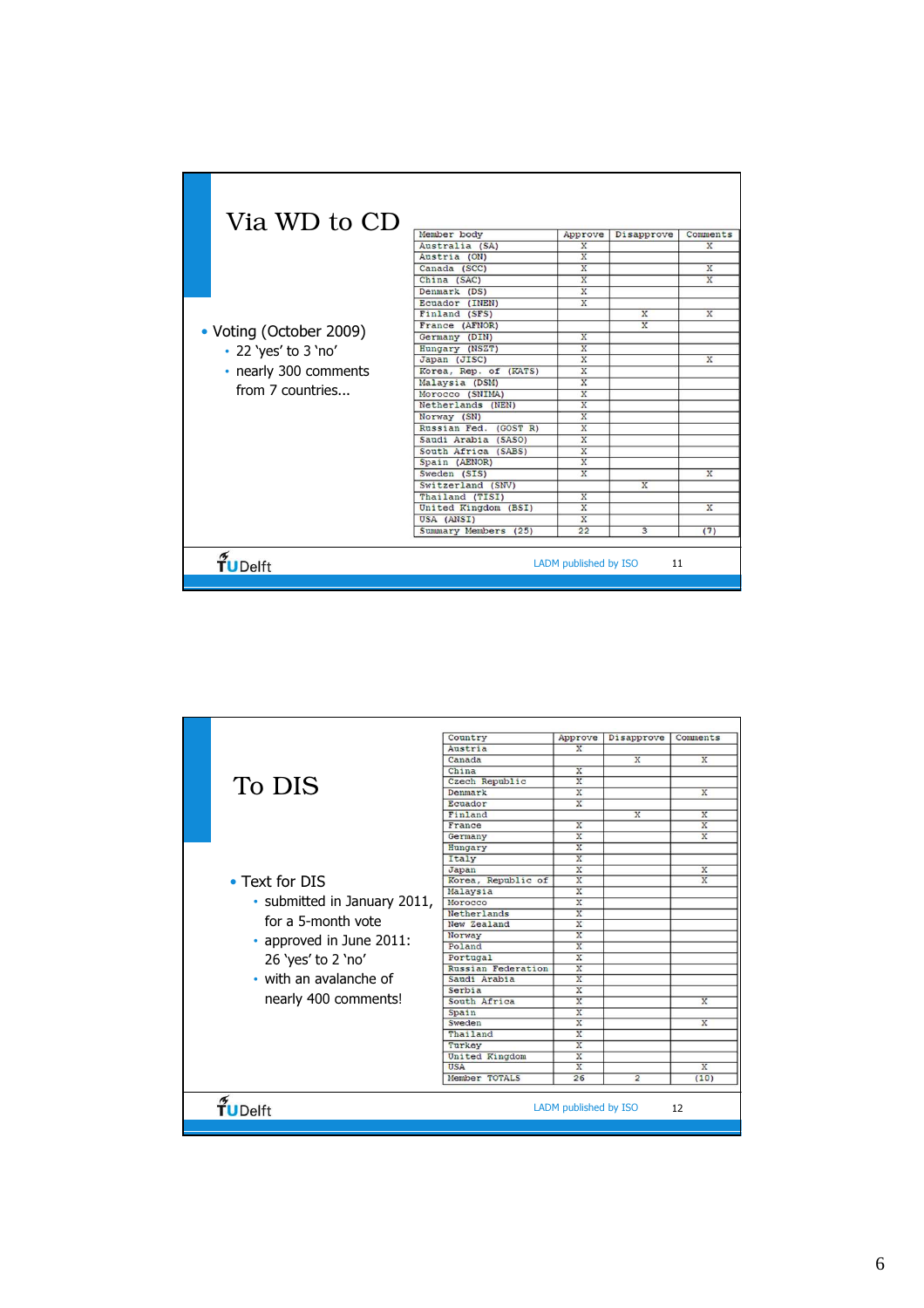## Via WD to CD

- Voting (October 2009)
  - 22 ‘yes’ to 3 ‘no’
  - nearly 300 comments from 7 countries...

| Member body | Approve | Disapprove | Comments |
|---|---|---|---|
| Australia (SA) | X | | X |
| Austria (ON) | X | | |
| Canada (SCC) | X | | X |
| China (SAC) | X | | X |
| Denmark (DS) | X | | |
| Ecuador (INEN) | X | | |
| Finland (SFS) | | X | X |
| France (AFNOR) | | X | |
| Germany (DIN) | X | | |
| Hungary (NSZT) | X | | |
| Japan (JISC) | X | | X |
| Korea, Rep. of (KATS) | X | | |
| Malaysia (DSM) | X | | |
| Morocco (SNIMA) | X | | |
| Netherlands (NEN) | X | | |
| Norway (SN) | X | | |
| Russian Fed. (GOST R) | X | | |
| Saudi Arabia (SASO) | X | | |
| South Africa (SABS) | X | | |
| Spain (AENOR) | X | | |
| Sweden (SIS) | X | | X |
| Switzerland (SNV) | | X | |
| Thailand (TISI) | X | | |
| United Kingdom (BSI) | X | | X |
| USA (ANSI) | X | | |
| Summary Members (25) | 22 | 3 | (7) |

LADM published by ISO

## To DIS

- Text for DIS
  - submitted in January 2011, for a 5-month vote
  - approved in June 2011: 26 ‘yes’ to 2 ‘no’
  - with an avalanche of nearly 400 comments!

| Country | Approve | Disapprove | Comments |
|---|---|---|---|
| Austria | X | | |
| Canada | | X | X |
| China | X | | |
| Czech Republic | X | | |
| Denmark | X | | X |
| Ecuador | X | | |
| Finland | | X | X |
| France | X | | X |
| Germany | X | | X |
| Hungary | X | | |
| Italy | X | | |
| Japan | X | | X |
| Korea, Republic of | X | | X |
| Malaysia | X | | |
| Morocco | X | | |
| Netherlands | X | | |
| New Zealand | X | | |
| Norway | X | | |
| Poland | X | | |
| Portugal | X | | |
| Russian Federation | X | | |
| Saudi Arabia | X | | |
| Serbia | X | | |
| South Africa | X | | X |
| Spain | X | | |
| Sweden | X | | X |
| Thailand | X | | |
| Turkey | X | | |
| United Kingdom | X | | |
| USA | X | | X |
| Member TOTALS | 26 | 2 | (10) |

LADM published by ISO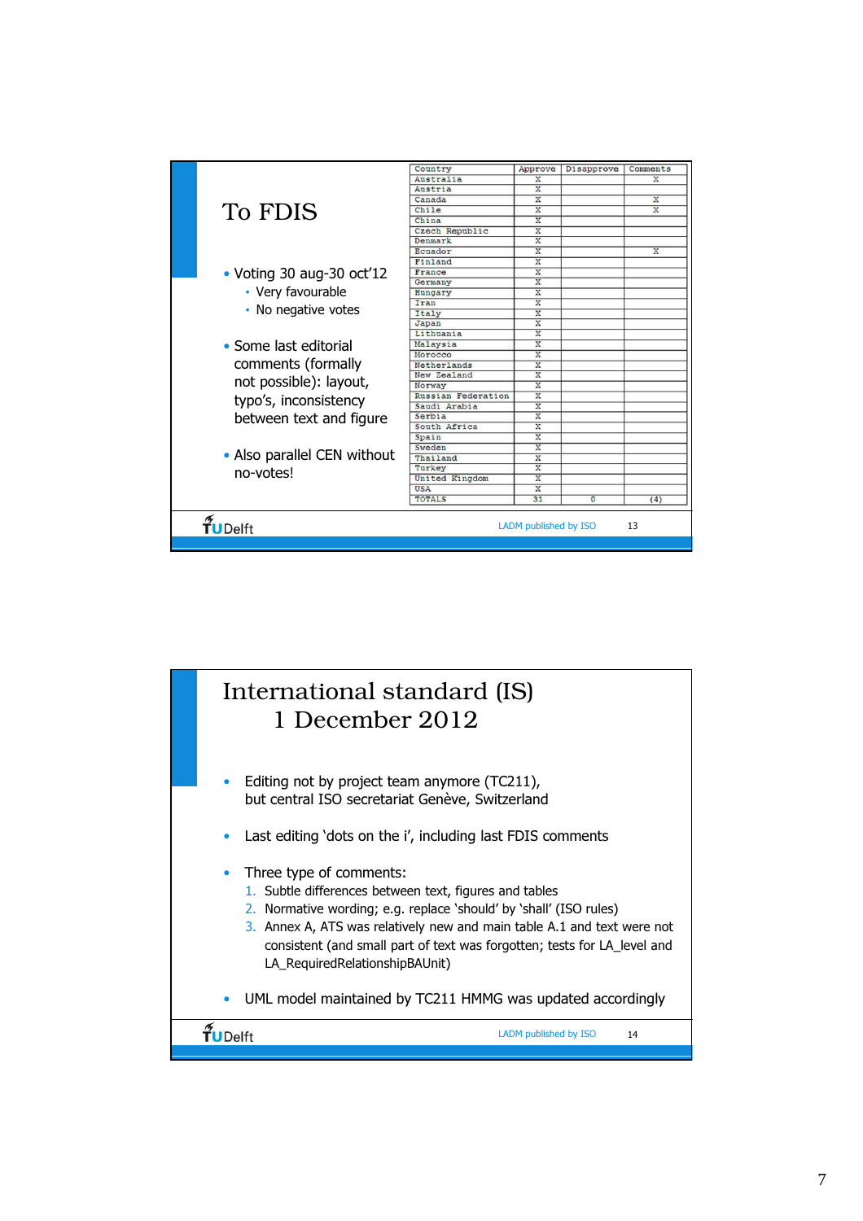# To FDIS

- Voting 30 aug-30 oct'12
  - Very favourable
  - No negative votes
- Some last editorial comments (formally not possible): layout, typo's, inconsistency between text and figure
- Also parallel CEN without no-votes!

| Country | Approve | Disapprove | Comments |
|---|---|---|---|
| Australia | X | | X |
| Austria | X | | |
| Canada | X | | X |
| Chile | X | | X |
| China | X | | |
| Czech Republic | X | | |
| Denmark | X | | |
| Ecuador | X | | X |
| Finland | X | | |
| France | X | | |
| Germany | X | | |
| Hungary | X | | |
| Iran | X | | |
| Italy | X | | |
| Japan | X | | |
| Lithuania | X | | |
| Malaysia | X | | |
| Morocco | X | | |
| Netherlands | X | | |
| New Zealand | X | | |
| Norway | X | | |
| Russian Federation | X | | |
| Saudi Arabia | X | | |
| Serbia | X | | |
| South Africa | X | | |
| Spain | X | | |
| Sweden | X | | |
| Thailand | X | | |
| Turkey | X | | |
| United Kingdom | X | | |
| USA | X | | |
| TOTALS | 31 | 0 | (4) |

# International standard (IS) 1 December 2012

- Editing not by project team anymore (TC211), but central ISO secretariat Genève, Switzerland
- Last editing 'dots on the i', including last FDIS comments
- Three type of comments:
  1. Subtle differences between text, figures and tables
  2. Normative wording; e.g. replace 'should' by 'shall' (ISO rules)
  3. Annex A, ATS was relatively new and main table A.1 and text were not consistent (and small part of text was forgotten; tests for LA_level and LA_RequiredRelationshipBAUnit)
- UML model maintained by TC211 HMMG was updated accordingly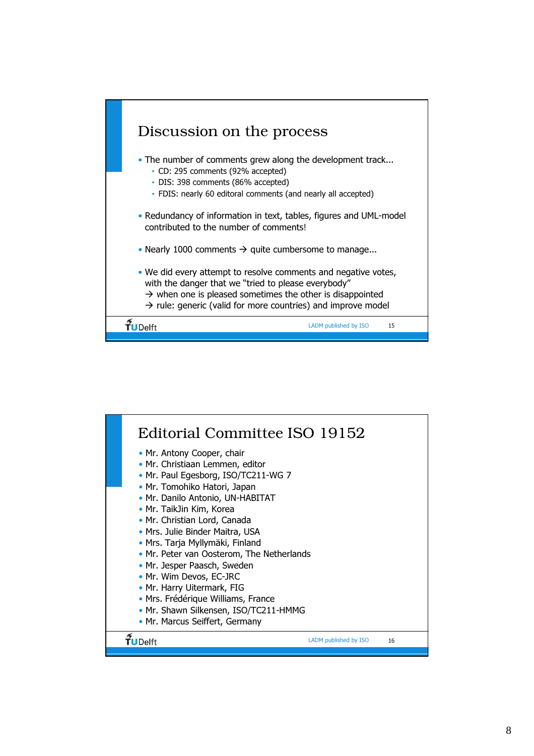## Discussion on the process

- The number of comments grew along the development track...
  - CD: 295 comments (92% accepted)
  - DIS: 398 comments (86% accepted)
  - FDIS: nearly 60 editoral comments (and nearly all accepted)
- Redundancy of information in text, tables, figures and UML-model contributed to the number of comments!
- Nearly 1000 comments → quite cumbersome to manage...
- We did every attempt to resolve comments and negative votes, with the danger that we "tried to please everybody"
  → when one is pleased sometimes the other is disappointed
  → rule: generic (valid for more countries) and improve model

TUDelft — LADM published by ISO

## Editorial Committee ISO 19152

- Mr. Antony Cooper, chair
- Mr. Christiaan Lemmen, editor
- Mr. Paul Egesborg, ISO/TC211-WG 7
- Mr. Tomohiko Hatori, Japan
- Mr. Danilo Antonio, UN-HABITAT
- Mr. TaikJin Kim, Korea
- Mr. Christian Lord, Canada
- Mrs. Julie Binder Maitra, USA
- Mrs. Tarja Myllymäki, Finland
- Mr. Peter van Oosterom, The Netherlands
- Mr. Jesper Paasch, Sweden
- Mr. Wim Devos, EC-JRC
- Mr. Harry Uitermark, FIG
- Mrs. Frédérique Williams, France
- Mr. Shawn Silkensen, ISO/TC211-HMMG
- Mr. Marcus Seiffert, Germany

TUDelft — LADM published by ISO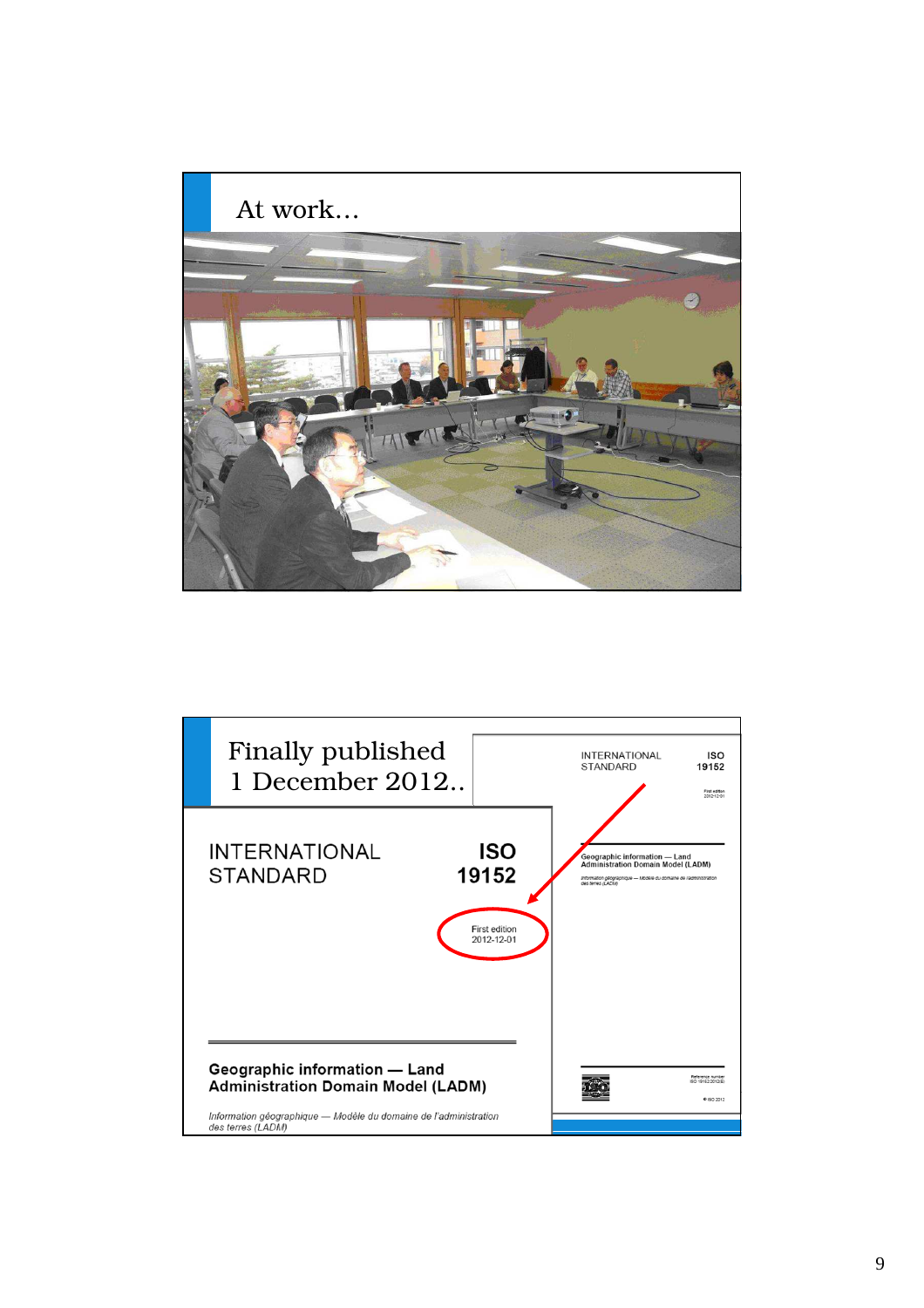## At work…

## Finally published 1 December 2012..

INTERNATIONAL STANDARD

ISO 19152

First edition 2012-12-01

**Geographic information — Land Administration Domain Model (LADM)**

*Information géographique — Modèle du domaine de l'administration des terres (LADM)*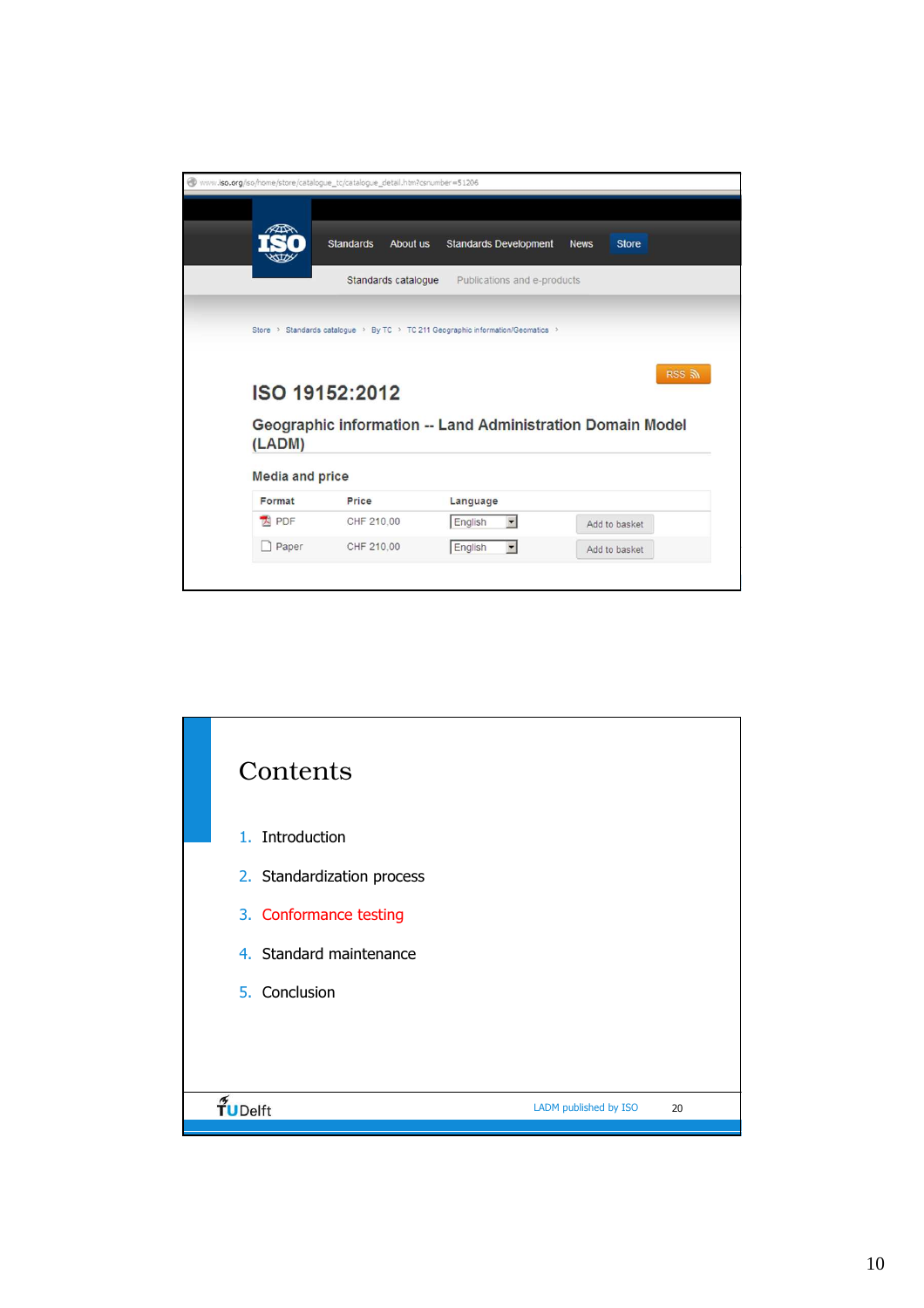www.iso.org/iso/home/store/catalogue_tc/catalogue_detail.htm?csnumber=51206

ISO | Standards | About us | Standards Development | News | Store

Standards catalogue | Publications and e-products

Store › Standards catalogue › By TC › TC 211 Geographic information/Geomatics ›

RSS

# ISO 19152:2012

## Geographic information -- Land Administration Domain Model (LADM)

### Media and price

| Format | Price | Language | |
|---|---|---|---|
| PDF | CHF 210,00 | English | Add to basket |
| Paper | CHF 210,00 | English | Add to basket |

# Contents

1. Introduction
2. Standardization process
3. Conformance testing
4. Standard maintenance
5. Conclusion

TU Delft — LADM published by ISO — 20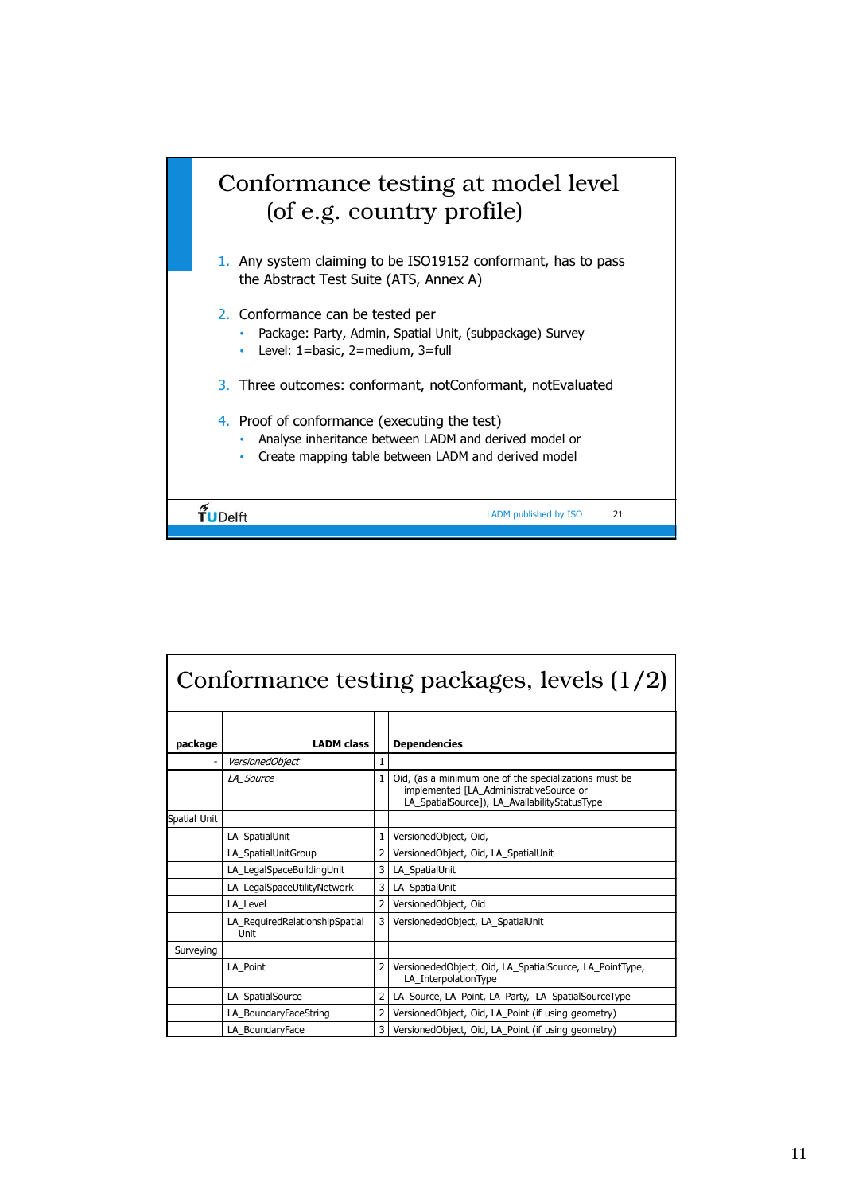# Conformance testing at model level (of e.g. country profile)

1. Any system claiming to be ISO19152 conformant, has to pass the Abstract Test Suite (ATS, Annex A)
2. Conformance can be tested per
   - Package: Party, Admin, Spatial Unit, (subpackage) Survey
   - Level: 1=basic, 2=medium, 3=full
3. Three outcomes: conformant, notConformant, notEvaluated
4. Proof of conformance (executing the test)
   - Analyse inheritance between LADM and derived model or
   - Create mapping table between LADM and derived model

LADM published by ISO 21

# Conformance testing packages, levels (1/2)

| package | LADM class | | Dependencies |
|---|---|---|---|
| - | *VersionedObject* | 1 | |
| | *LA_Source* | 1 | Oid, (as a minimum one of the specializations must be implemented [LA_AdministrativeSource or LA_SpatialSource]), LA_AvailabilityStatusType |
| Spatial Unit | | | |
| | LA_SpatialUnit | 1 | VersionedObject, Oid, |
| | LA_SpatialUnitGroup | 2 | VersionedObject, Oid, LA_SpatialUnit |
| | LA_LegalSpaceBuildingUnit | 3 | LA_SpatialUnit |
| | LA_LegalSpaceUtilityNetwork | 3 | LA_SpatialUnit |
| | LA_Level | 2 | VersionedObject, Oid |
| | LA_RequiredRelationshipSpatialUnit | 3 | VersionededObject, LA_SpatialUnit |
| Surveying | | | |
| | LA_Point | 2 | VersionededObject, Oid, LA_SpatialSource, LA_PointType, LA_InterpolationType |
| | LA_SpatialSource | 2 | LA_Source, LA_Point, LA_Party, LA_SpatialSourceType |
| | LA_BoundaryFaceString | 2 | VersionedObject, Oid, LA_Point (if using geometry) |
| | LA_BoundaryFace | 3 | VersionedObject, Oid, LA_Point (if using geometry) |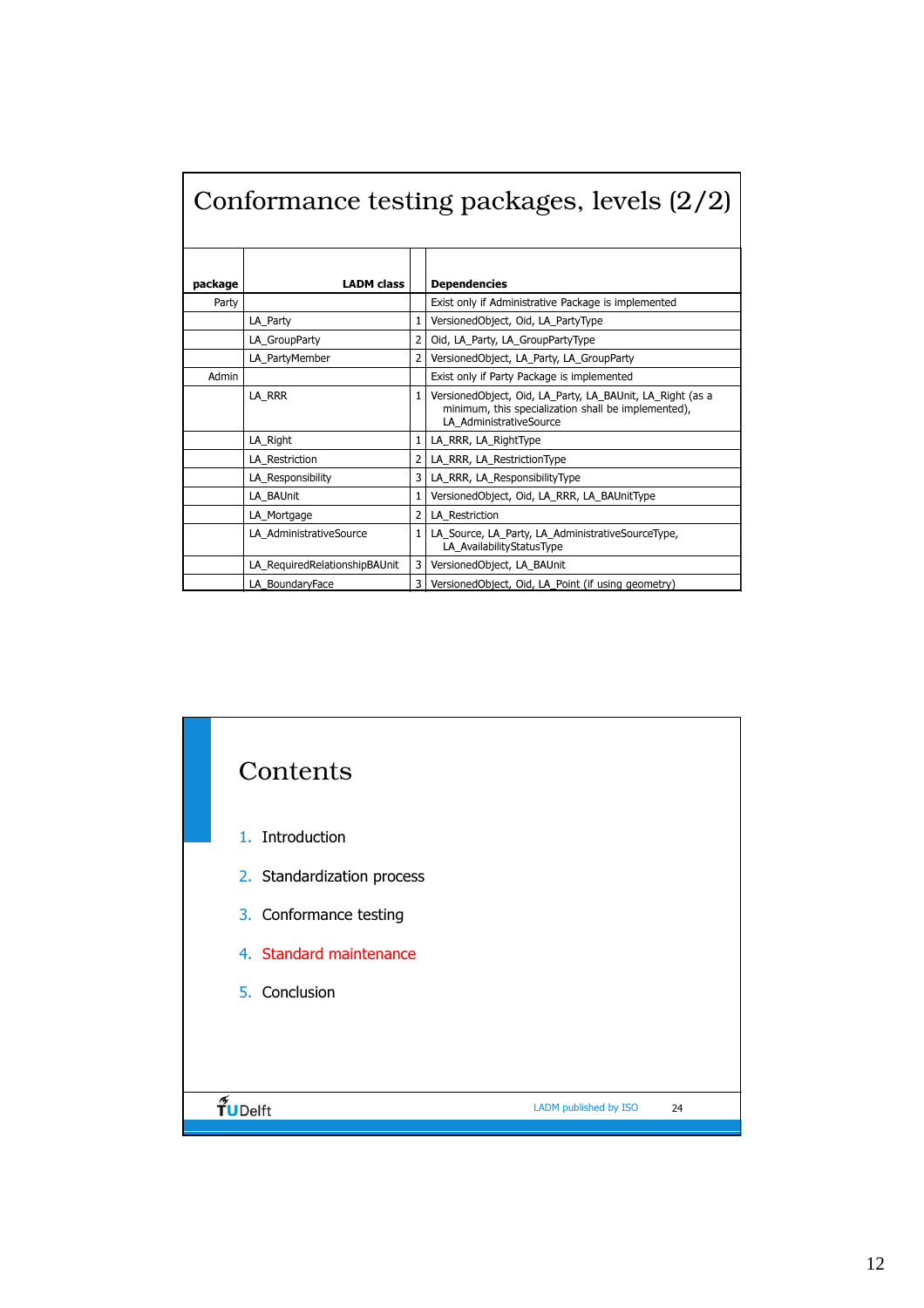# Conformance testing packages, levels (2/2)

| package | LADM class | | Dependencies |
|---|---|---|---|
| Party | | | Exist only if Administrative Package is implemented |
| | LA_Party | 1 | VersionedObject, Oid, LA_PartyType |
| | LA_GroupParty | 2 | Oid, LA_Party, LA_GroupPartyType |
| | LA_PartyMember | 2 | VersionedObject, LA_Party, LA_GroupParty |
| Admin | | | Exist only if Party Package is implemented |
| | LA_RRR | 1 | VersionedObject, Oid, LA_Party, LA_BAUnit, LA_Right (as a minimum, this specialization shall be implemented), LA_AdministrativeSource |
| | LA_Right | 1 | LA_RRR, LA_RightType |
| | LA_Restriction | 2 | LA_RRR, LA_RestrictionType |
| | LA_Responsibility | 3 | LA_RRR, LA_ResponsibilityType |
| | LA_BAUnit | 1 | VersionedObject, Oid, LA_RRR, LA_BAUnitType |
| | LA_Mortgage | 2 | LA_Restriction |
| | LA_AdministrativeSource | 1 | LA_Source, LA_Party, LA_AdministrativeSourceType, LA_AvailabilityStatusType |
| | LA_RequiredRelationshipBAUnit | 3 | VersionedObject, LA_BAUnit |
| | LA_BoundaryFace | 3 | VersionedObject, Oid, LA_Point (if using geometry) |

# Contents

1. Introduction
2. Standardization process
3. Conformance testing
4. Standard maintenance
5. Conclusion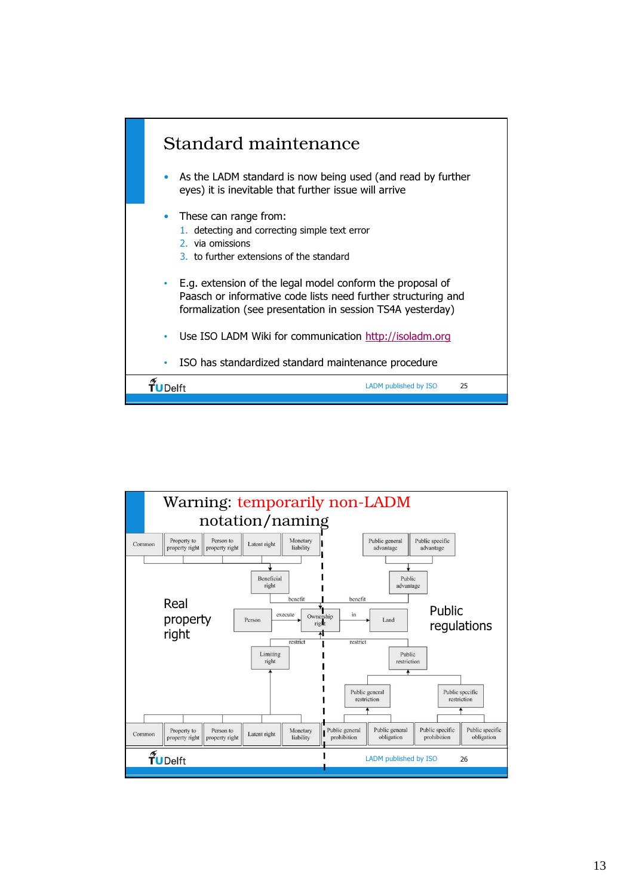## Standard maintenance

- As the LADM standard is now being used (and read by further eyes) it is inevitable that further issue will arrive
- These can range from:
  1. detecting and correcting simple text error
  2. via omissions
  3. to further extensions of the standard
- E.g. extension of the legal model conform the proposal of Paasch or informative code lists need further structuring and formalization (see presentation in session TS4A yesterday)
- Use ISO LADM Wiki for communication http://isoladm.org
- ISO has standardized standard maintenance procedure

TUDelft — LADM published by ISO — 25

## Warning: temporarily non-LADM notation/naming

Real property right

Public regulations

Common | Property to property right | Person to property right | Latent right | Monetary liability

Public general advantage | Public specific advantage

Beneficial right — benefit — Ownership right — benefit — Public advantage

Person — execute — Ownership right — in — Land

Limiting right — restrict — Ownership right — restrict — Public restriction

Public general restriction | Public specific restriction

Common | Property to property right | Person to property right | Latent right | Monetary liability | Public general prohibition | Public general obligation | Public specific prohibition | Public specific obligation

TUDelft — LADM published by ISO — 26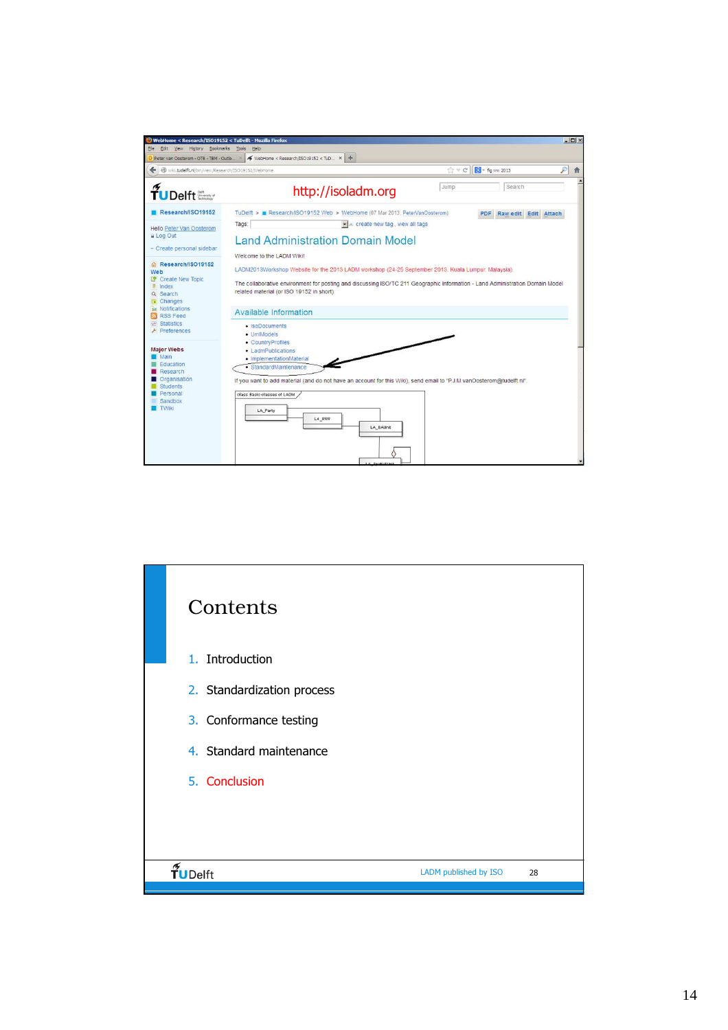http://isoladm.org

TuDelft > Research/ISO19152 Web > WebHome (07 Mar 2013, PeterVanOosterom)

# Land Administration Domain Model

Welcome to the LADM Wiki!

LADM2013Workshop Website for the 2013 LADM workshop (24-25 September 2013, Kuala Lumpur, Malaysia)

The collaborative environment for posting and discussing ISO/TC 211 Geographic Information - Land Administration Domain Model related material (or ISO 19152 in short)

## Available Information

- IsoDocuments
- UmlModels
- CountryProfiles
- LadmPublications
- ImplementationMaterial
- StandardMaintenance

If you want to add material (and do not have an account for this Wiki), send email to "P.J.M.vanOosterom@tudelft.nl".

# Contents

1. Introduction
2. Standardization process
3. Conformance testing
4. Standard maintenance
5. Conclusion

TUDelft LADM published by ISO 28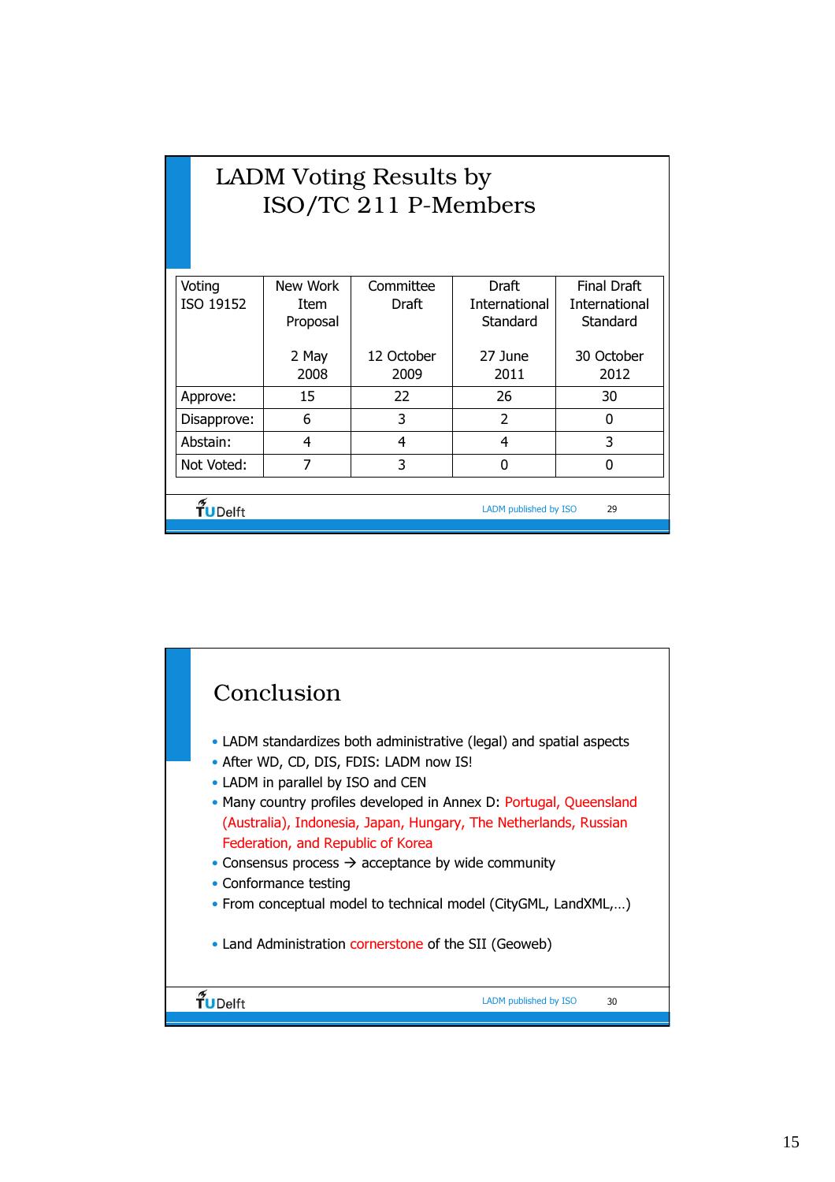## LADM Voting Results by ISO/TC 211 P-Members

| Voting ISO 19152 | New Work Item Proposal<br><br>2 May 2008 | Committee Draft<br><br>12 October 2009 | Draft International Standard<br><br>27 June 2011 | Final Draft International Standard<br><br>30 October 2012 |
|---|---|---|---|---|
| Approve: | 15 | 22 | 26 | 30 |
| Disapprove: | 6 | 3 | 2 | 0 |
| Abstain: | 4 | 4 | 4 | 3 |
| Not Voted: | 7 | 3 | 0 | 0 |

TU Delft — LADM published by ISO — 29

## Conclusion

- LADM standardizes both administrative (legal) and spatial aspects
- After WD, CD, DIS, FDIS: LADM now IS!
- LADM in parallel by ISO and CEN
- Many country profiles developed in Annex D: Portugal, Queensland (Australia), Indonesia, Japan, Hungary, The Netherlands, Russian Federation, and Republic of Korea
- Consensus process → acceptance by wide community
- Conformance testing
- From conceptual model to technical model (CityGML, LandXML,…)
- Land Administration cornerstone of the SII (Geoweb)

TU Delft — LADM published by ISO — 30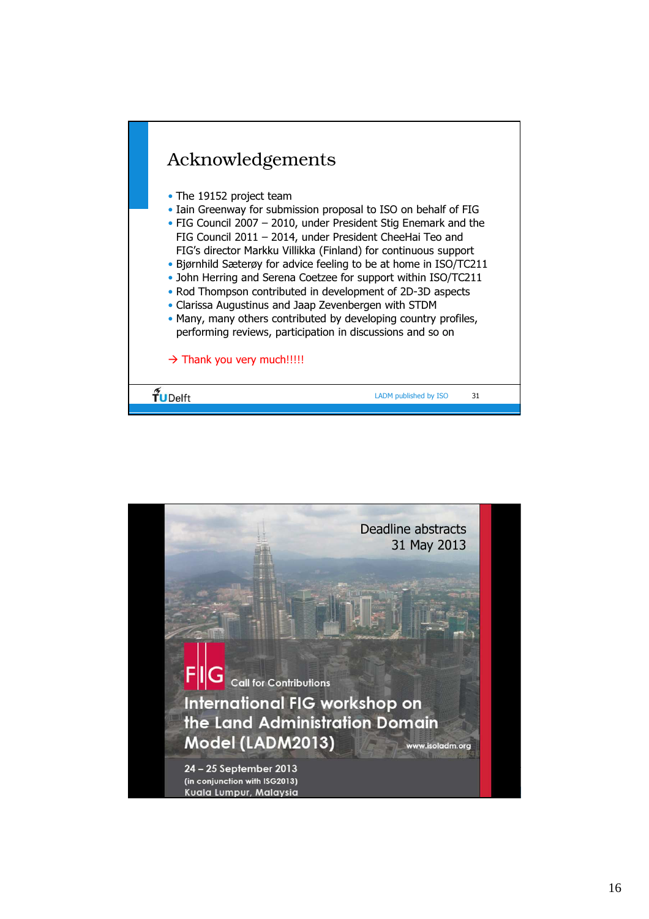## Acknowledgements

- The 19152 project team
- Iain Greenway for submission proposal to ISO on behalf of FIG
- FIG Council 2007 – 2010, under President Stig Enemark and the FIG Council 2011 – 2014, under President CheeHai Teo and FIG's director Markku Villikka (Finland) for continuous support
- Bjørnhild Sæterøy for advice feeling to be at home in ISO/TC211
- John Herring and Serena Coetzee for support within ISO/TC211
- Rod Thompson contributed in development of 2D-3D aspects
- Clarissa Augustinus and Jaap Zevenbergen with STDM
- Many, many others contributed by developing country profiles, performing reviews, participation in discussions and so on

→ Thank you very much!!!!!

TU Delft    LADM published by ISO    31

Deadline abstracts
31 May 2013

FIG Call for Contributions

International FIG workshop on the Land Administration Domain Model (LADM2013)

www.isoladm.org

24 – 25 September 2013
(in conjunction with ISG2013)
Kuala Lumpur, Malaysia